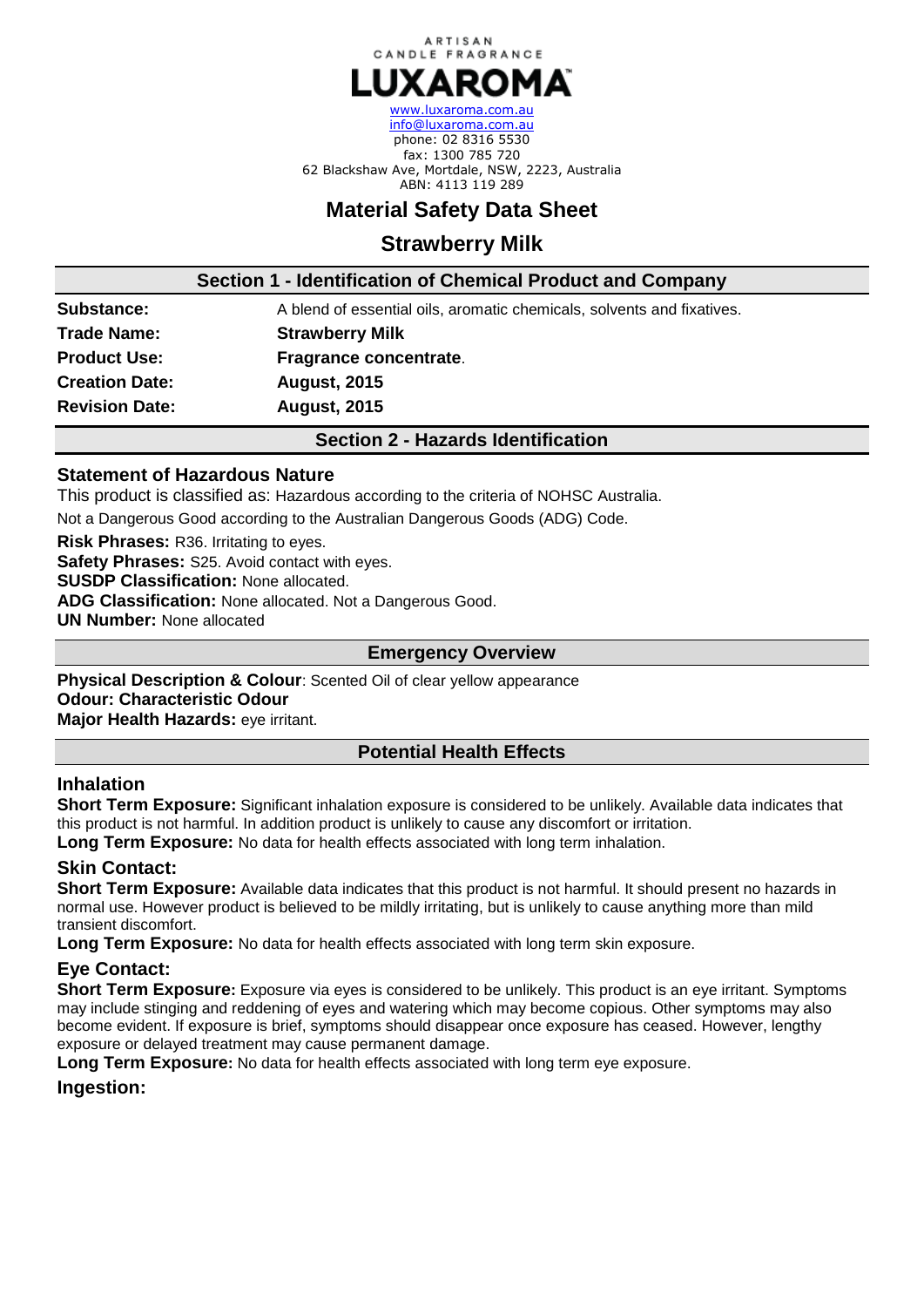ARTISAN CANDLE FRAGRANCE

**LUXAROMA™**

www.luxaroma.com.au
info@luxaroma.com.au
phone: 02 8316 5530
fax: 1300 785 720
62 Blackshaw Ave, Mortdale, NSW, 2223, Australia
ABN: 4113 119 289

# Material Safety Data Sheet

## Strawberry Milk

## Section 1 - Identification of Chemical Product and Company

**Substance:** A blend of essential oils, aromatic chemicals, solvents and fixatives.

**Trade Name:** **Strawberry Milk**

**Product Use:** **Fragrance concentrate**.

**Creation Date:** **August, 2015**

**Revision Date:** **August, 2015**

## Section 2 - Hazards Identification

### Statement of Hazardous Nature

This product is classified as: Hazardous according to the criteria of NOHSC Australia.

Not a Dangerous Good according to the Australian Dangerous Goods (ADG) Code.

**Risk Phrases:** R36. Irritating to eyes.
**Safety Phrases:** S25. Avoid contact with eyes.
**SUSDP Classification:** None allocated.
**ADG Classification:** None allocated. Not a Dangerous Good.
**UN Number:** None allocated

## Emergency Overview

**Physical Description & Colour**: Scented Oil of clear yellow appearance
**Odour: Characteristic Odour**
**Major Health Hazards:** eye irritant.

## Potential Health Effects

### Inhalation

**Short Term Exposure:** Significant inhalation exposure is considered to be unlikely. Available data indicates that this product is not harmful. In addition product is unlikely to cause any discomfort or irritation.
**Long Term Exposure:** No data for health effects associated with long term inhalation.

### Skin Contact:

**Short Term Exposure:** Available data indicates that this product is not harmful. It should present no hazards in normal use. However product is believed to be mildly irritating, but is unlikely to cause anything more than mild transient discomfort.
**Long Term Exposure:** No data for health effects associated with long term skin exposure.

### Eye Contact:

**Short Term Exposure:** Exposure via eyes is considered to be unlikely. This product is an eye irritant. Symptoms may include stinging and reddening of eyes and watering which may become copious. Other symptoms may also become evident. If exposure is brief, symptoms should disappear once exposure has ceased. However, lengthy exposure or delayed treatment may cause permanent damage.
**Long Term Exposure:** No data for health effects associated with long term eye exposure.

### Ingestion: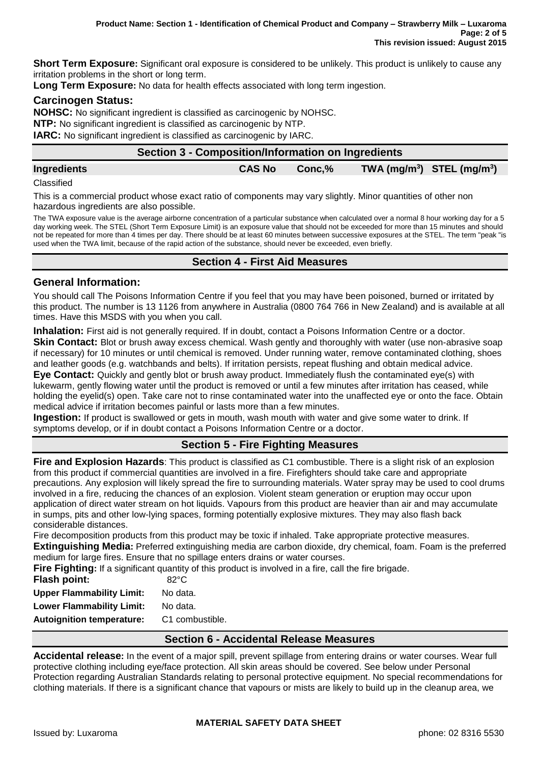**Short Term Exposure:** Significant oral exposure is considered to be unlikely. This product is unlikely to cause any irritation problems in the short or long term.

**Long Term Exposure:** No data for health effects associated with long term ingestion.

### Carcinogen Status:

**NOHSC:** No significant ingredient is classified as carcinogenic by NOHSC.

**NTP:** No significant ingredient is classified as carcinogenic by NTP.

**IARC:** No significant ingredient is classified as carcinogenic by IARC.

## Section 3 - Composition/Information on Ingredients

| Ingredients | CAS No | Conc,% | TWA ($mg/m^3$) | STEL ($mg/m^3$) |
|---|---|---|---|---|
| Classified | | | | |

This is a commercial product whose exact ratio of components may vary slightly. Minor quantities of other non hazardous ingredients are also possible.

The TWA exposure value is the average airborne concentration of a particular substance when calculated over a normal 8 hour working day for a 5 day working week. The STEL (Short Term Exposure Limit) is an exposure value that should not be exceeded for more than 15 minutes and should not be repeated for more than 4 times per day. There should be at least 60 minutes between successive exposures at the STEL. The term "peak "is used when the TWA limit, because of the rapid action of the substance, should never be exceeded, even briefly.

## Section 4 - First Aid Measures

### General Information:

You should call The Poisons Information Centre if you feel that you may have been poisoned, burned or irritated by this product. The number is 13 1126 from anywhere in Australia (0800 764 766 in New Zealand) and is available at all times. Have this MSDS with you when you call.

**Inhalation:** First aid is not generally required. If in doubt, contact a Poisons Information Centre or a doctor.

**Skin Contact:** Blot or brush away excess chemical. Wash gently and thoroughly with water (use non-abrasive soap if necessary) for 10 minutes or until chemical is removed. Under running water, remove contaminated clothing, shoes and leather goods (e.g. watchbands and belts). If irritation persists, repeat flushing and obtain medical advice.

**Eye Contact:** Quickly and gently blot or brush away product. Immediately flush the contaminated eye(s) with lukewarm, gently flowing water until the product is removed or until a few minutes after irritation has ceased, while holding the eyelid(s) open. Take care not to rinse contaminated water into the unaffected eye or onto the face. Obtain medical advice if irritation becomes painful or lasts more than a few minutes.

**Ingestion:** If product is swallowed or gets in mouth, wash mouth with water and give some water to drink. If symptoms develop, or if in doubt contact a Poisons Information Centre or a doctor.

## Section 5 - Fire Fighting Measures

**Fire and Explosion Hazards**: This product is classified as C1 combustible. There is a slight risk of an explosion from this product if commercial quantities are involved in a fire. Firefighters should take care and appropriate precautions. Any explosion will likely spread the fire to surrounding materials. Water spray may be used to cool drums involved in a fire, reducing the chances of an explosion. Violent steam generation or eruption may occur upon application of direct water stream on hot liquids. Vapours from this product are heavier than air and may accumulate in sumps, pits and other low-lying spaces, forming potentially explosive mixtures. They may also flash back considerable distances.

Fire decomposition products from this product may be toxic if inhaled. Take appropriate protective measures.

**Extinguishing Media:** Preferred extinguishing media are carbon dioxide, dry chemical, foam. Foam is the preferred medium for large fires. Ensure that no spillage enters drains or water courses.

**Fire Fighting:** If a significant quantity of this product is involved in a fire, call the fire brigade.

**Flash point:** 82°C

**Upper Flammability Limit:** No data.

**Lower Flammability Limit:** No data.

**Autoignition temperature:** C1 combustible.

## Section 6 - Accidental Release Measures

**Accidental release:** In the event of a major spill, prevent spillage from entering drains or water courses. Wear full protective clothing including eye/face protection. All skin areas should be covered. See below under Personal Protection regarding Australian Standards relating to personal protective equipment. No special recommendations for clothing materials. If there is a significant chance that vapours or mists are likely to build up in the cleanup area, we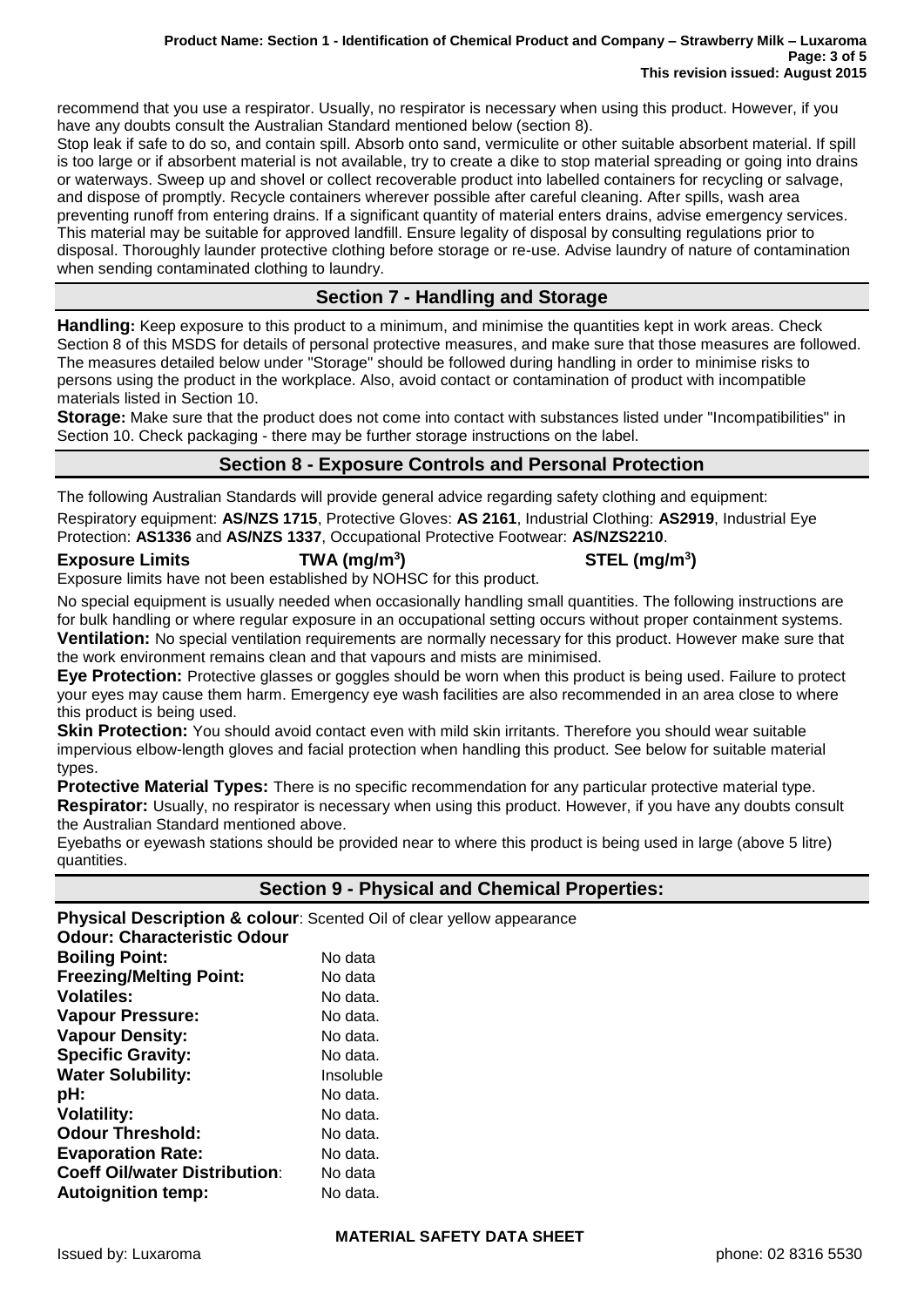recommend that you use a respirator. Usually, no respirator is necessary when using this product. However, if you have any doubts consult the Australian Standard mentioned below (section 8).

Stop leak if safe to do so, and contain spill. Absorb onto sand, vermiculite or other suitable absorbent material. If spill is too large or if absorbent material is not available, try to create a dike to stop material spreading or going into drains or waterways. Sweep up and shovel or collect recoverable product into labelled containers for recycling or salvage, and dispose of promptly. Recycle containers wherever possible after careful cleaning. After spills, wash area preventing runoff from entering drains. If a significant quantity of material enters drains, advise emergency services. This material may be suitable for approved landfill. Ensure legality of disposal by consulting regulations prior to disposal. Thoroughly launder protective clothing before storage or re-use. Advise laundry of nature of contamination when sending contaminated clothing to laundry.

## Section 7 - Handling and Storage

**Handling:** Keep exposure to this product to a minimum, and minimise the quantities kept in work areas. Check Section 8 of this MSDS for details of personal protective measures, and make sure that those measures are followed. The measures detailed below under "Storage" should be followed during handling in order to minimise risks to persons using the product in the workplace. Also, avoid contact or contamination of product with incompatible materials listed in Section 10.

**Storage:** Make sure that the product does not come into contact with substances listed under "Incompatibilities" in Section 10. Check packaging - there may be further storage instructions on the label.

## Section 8 - Exposure Controls and Personal Protection

The following Australian Standards will provide general advice regarding safety clothing and equipment:

Respiratory equipment: **AS/NZS 1715**, Protective Gloves: **AS 2161**, Industrial Clothing: **AS2919**, Industrial Eye Protection: **AS1336** and **AS/NZS 1337**, Occupational Protective Footwear: **AS/NZS2210**.

| **Exposure Limits** | **TWA ($mg/m^3$)** | **STEL ($mg/m^3$)** |
|---|---|---|

Exposure limits have not been established by NOHSC for this product.

No special equipment is usually needed when occasionally handling small quantities. The following instructions are for bulk handling or where regular exposure in an occupational setting occurs without proper containment systems.

**Ventilation:** No special ventilation requirements are normally necessary for this product. However make sure that the work environment remains clean and that vapours and mists are minimised.

**Eye Protection:** Protective glasses or goggles should be worn when this product is being used. Failure to protect your eyes may cause them harm. Emergency eye wash facilities are also recommended in an area close to where this product is being used.

**Skin Protection:** You should avoid contact even with mild skin irritants. Therefore you should wear suitable impervious elbow-length gloves and facial protection when handling this product. See below for suitable material types.

**Protective Material Types:** There is no specific recommendation for any particular protective material type.

**Respirator:** Usually, no respirator is necessary when using this product. However, if you have any doubts consult the Australian Standard mentioned above.

Eyebaths or eyewash stations should be provided near to where this product is being used in large (above 5 litre) quantities.

## Section 9 - Physical and Chemical Properties:

**Physical Description & colour**: Scented Oil of clear yellow appearance

**Odour: Characteristic Odour**

| | |
|---|---|
| **Boiling Point:** | No data |
| **Freezing/Melting Point:** | No data |
| **Volatiles:** | No data. |
| **Vapour Pressure:** | No data. |
| **Vapour Density:** | No data. |
| **Specific Gravity:** | No data. |
| **Water Solubility:** | Insoluble |
| **pH:** | No data. |
| **Volatility:** | No data. |
| **Odour Threshold:** | No data. |
| **Evaporation Rate:** | No data. |
| **Coeff Oil/water Distribution**: | No data |
| **Autoignition temp:** | No data. |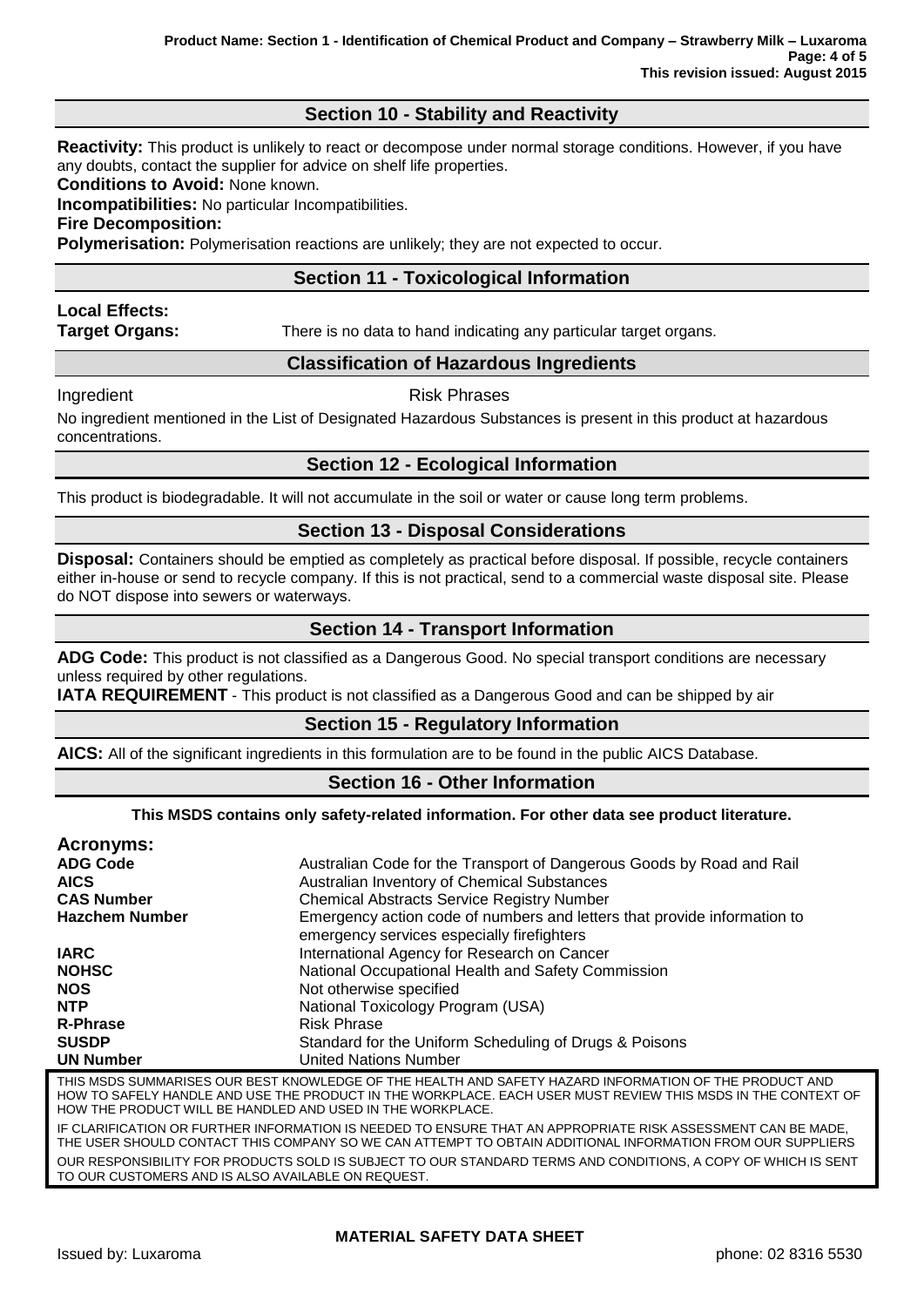## Section 10 - Stability and Reactivity

**Reactivity:** This product is unlikely to react or decompose under normal storage conditions. However, if you have any doubts, contact the supplier for advice on shelf life properties.

**Conditions to Avoid:** None known.

**Incompatibilities:** No particular Incompatibilities.

**Fire Decomposition:**

**Polymerisation:** Polymerisation reactions are unlikely; they are not expected to occur.

## Section 11 - Toxicological Information

**Local Effects:**

**Target Organs:** There is no data to hand indicating any particular target organs.

## Classification of Hazardous Ingredients

| Ingredient | Risk Phrases |
|---|---|

No ingredient mentioned in the List of Designated Hazardous Substances is present in this product at hazardous concentrations.

## Section 12 - Ecological Information

This product is biodegradable. It will not accumulate in the soil or water or cause long term problems.

## Section 13 - Disposal Considerations

**Disposal:** Containers should be emptied as completely as practical before disposal. If possible, recycle containers either in-house or send to recycle company. If this is not practical, send to a commercial waste disposal site. Please do NOT dispose into sewers or waterways.

## Section 14 - Transport Information

**ADG Code:** This product is not classified as a Dangerous Good. No special transport conditions are necessary unless required by other regulations.

**IATA REQUIREMENT** - This product is not classified as a Dangerous Good and can be shipped by air

## Section 15 - Regulatory Information

**AICS:** All of the significant ingredients in this formulation are to be found in the public AICS Database.

## Section 16 - Other Information

**This MSDS contains only safety-related information. For other data see product literature.**

**Acronyms:**

| | |
|---|---|
| **ADG Code** | Australian Code for the Transport of Dangerous Goods by Road and Rail |
| **AICS** | Australian Inventory of Chemical Substances |
| **CAS Number** | Chemical Abstracts Service Registry Number |
| **Hazchem Number** | Emergency action code of numbers and letters that provide information to emergency services especially firefighters |
| **IARC** | International Agency for Research on Cancer |
| **NOHSC** | National Occupational Health and Safety Commission |
| **NOS** | Not otherwise specified |
| **NTP** | National Toxicology Program (USA) |
| **R-Phrase** | Risk Phrase |
| **SUSDP** | Standard for the Uniform Scheduling of Drugs & Poisons |
| **UN Number** | United Nations Number |

THIS MSDS SUMMARISES OUR BEST KNOWLEDGE OF THE HEALTH AND SAFETY HAZARD INFORMATION OF THE PRODUCT AND HOW TO SAFELY HANDLE AND USE THE PRODUCT IN THE WORKPLACE. EACH USER MUST REVIEW THIS MSDS IN THE CONTEXT OF HOW THE PRODUCT WILL BE HANDLED AND USED IN THE WORKPLACE.

IF CLARIFICATION OR FURTHER INFORMATION IS NEEDED TO ENSURE THAT AN APPROPRIATE RISK ASSESSMENT CAN BE MADE, THE USER SHOULD CONTACT THIS COMPANY SO WE CAN ATTEMPT TO OBTAIN ADDITIONAL INFORMATION FROM OUR SUPPLIERS

OUR RESPONSIBILITY FOR PRODUCTS SOLD IS SUBJECT TO OUR STANDARD TERMS AND CONDITIONS, A COPY OF WHICH IS SENT TO OUR CUSTOMERS AND IS ALSO AVAILABLE ON REQUEST.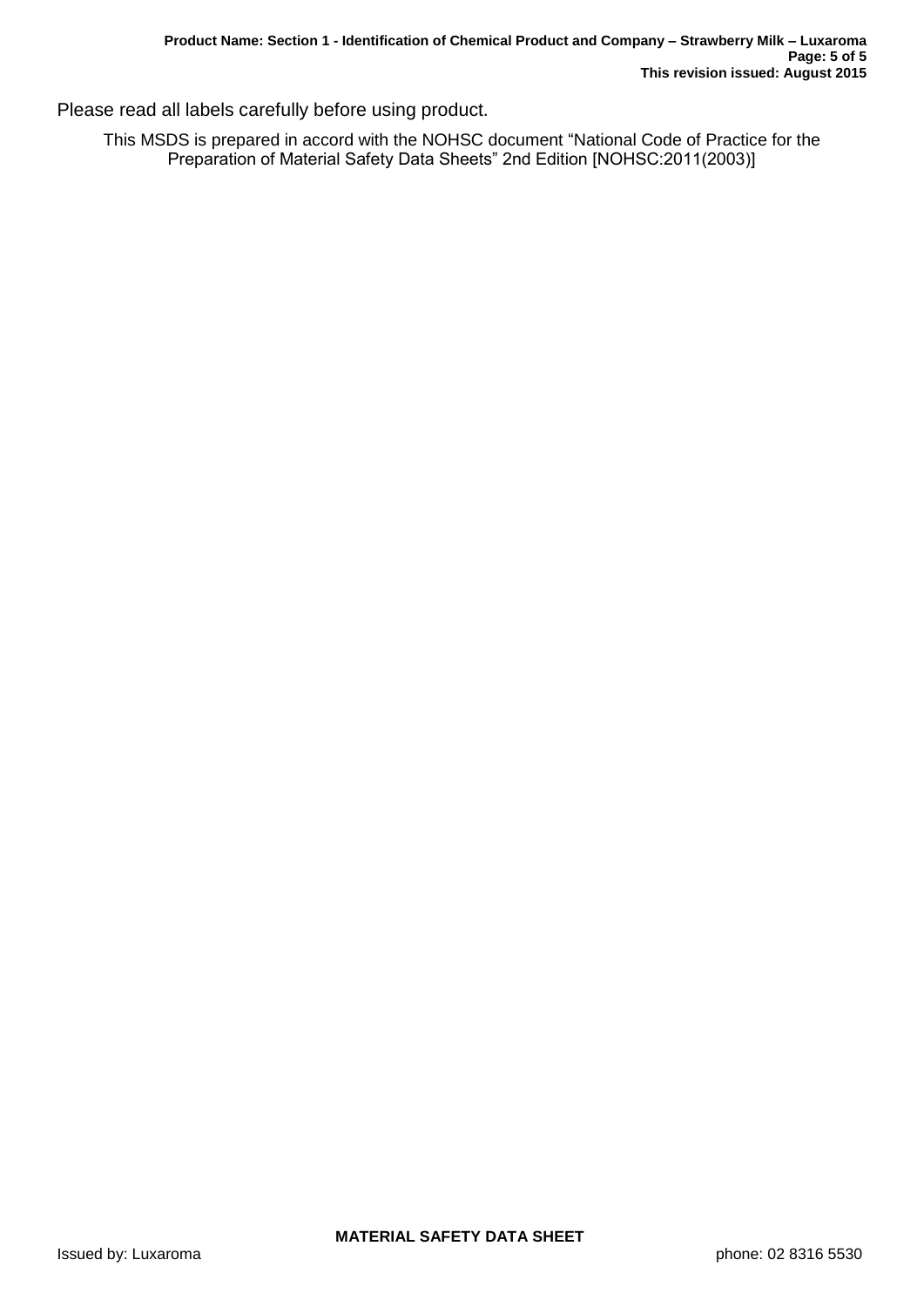Please read all labels carefully before using product.

This MSDS is prepared in accord with the NOHSC document “National Code of Practice for the Preparation of Material Safety Data Sheets” 2nd Edition [NOHSC:2011(2003)]